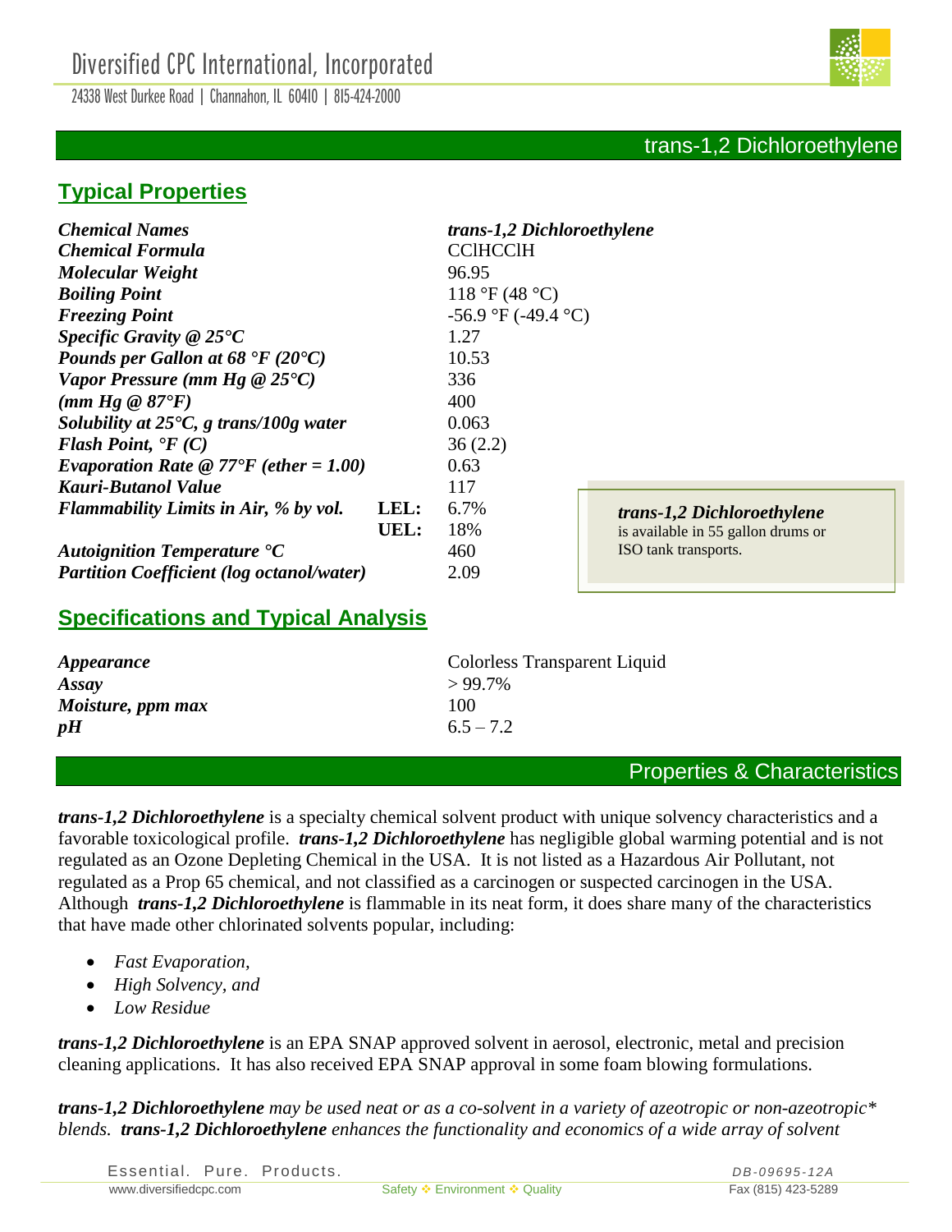# Diversified CPC International, Incorporated

24338 West Durkee Road | Channahon, IL 60410 | 815-424-2000

## trans-1,2 Dichloroethylene

## Typical Properties

| Property | | Value |
|---|---|---|
| ***Chemical Names*** | | ***trans-1,2 Dichloroethylene*** |
| ***Chemical Formula*** | | CClHCClH |
| ***Molecular Weight*** | | 96.95 |
| ***Boiling Point*** | | 118 °F (48 °C) |
| ***Freezing Point*** | | -56.9 °F (-49.4 °C) |
| ***Specific Gravity @ 25°C*** | | 1.27 |
| ***Pounds per Gallon at 68 °F (20°C)*** | | 10.53 |
| ***Vapor Pressure (mm Hg @ 25°C)*** | | 336 |
| ***(mm Hg @ 87°F)*** | | 400 |
| ***Solubility at 25°C, g trans/100g water*** | | 0.063 |
| ***Flash Point, °F (C)*** | | 36 (2.2) |
| ***Evaporation Rate @ 77°F (ether = 1.00)*** | | 0.63 |
| ***Kauri-Butanol Value*** | | 117 |
| ***Flammability Limits in Air, % by vol.*** | **LEL:** | 6.7% |
| | **UEL:** | 18% |
| ***Autoignition Temperature °C*** | | 460 |
| ***Partition Coefficient (log octanol/water)*** | | 2.09 |

> ***trans-1,2 Dichloroethylene*** is available in 55 gallon drums or ISO tank transports.

## Specifications and Typical Analysis

| Specification | Value |
|---|---|
| ***Appearance*** | Colorless Transparent Liquid |
| ***Assay*** | > 99.7% |
| ***Moisture, ppm max*** | 100 |
| ***pH*** | 6.5 – 7.2 |

## Properties & Characteristics

***trans-1,2 Dichloroethylene*** is a specialty chemical solvent product with unique solvency characteristics and a favorable toxicological profile. ***trans-1,2 Dichloroethylene*** has negligible global warming potential and is not regulated as an Ozone Depleting Chemical in the USA. It is not listed as a Hazardous Air Pollutant, not regulated as a Prop 65 chemical, and not classified as a carcinogen or suspected carcinogen in the USA. Although ***trans-1,2 Dichloroethylene*** is flammable in its neat form, it does share many of the characteristics that have made other chlorinated solvents popular, including:

- *Fast Evaporation,*
- *High Solvency, and*
- *Low Residue*

***trans-1,2 Dichloroethylene*** is an EPA SNAP approved solvent in aerosol, electronic, metal and precision cleaning applications. It has also received EPA SNAP approval in some foam blowing formulations.

***trans-1,2 Dichloroethylene*** *may be used neat or as a co-solvent in a variety of azeotropic or non-azeotropic\* blends.* ***trans-1,2 Dichloroethylene*** *enhances the functionality and economics of a wide array of solvent*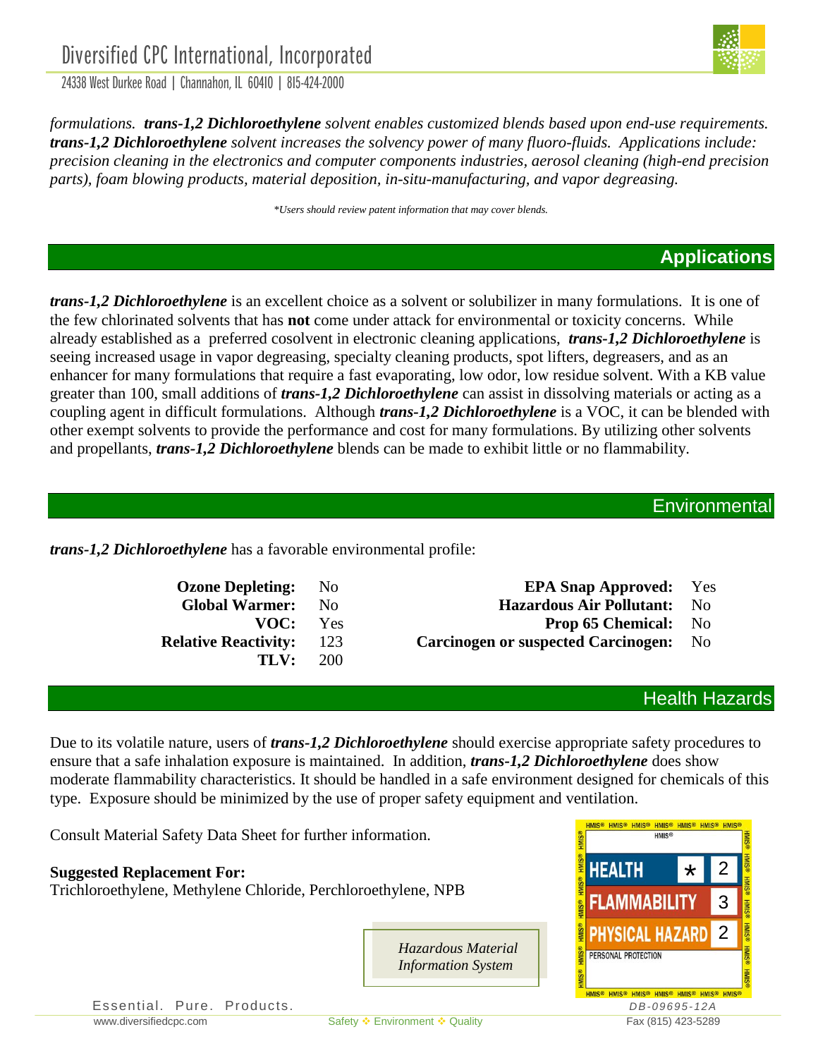*formulations.* ***trans-1,2 Dichloroethylene*** *solvent enables customized blends based upon end-use requirements.* ***trans-1,2 Dichloroethylene*** *solvent increases the solvency power of many fluoro-fluids. Applications include: precision cleaning in the electronics and computer components industries, aerosol cleaning (high-end precision parts), foam blowing products, material deposition, in-situ-manufacturing, and vapor degreasing.*

*\*Users should review patent information that may cover blends.*

## Applications

***trans-1,2 Dichloroethylene*** is an excellent choice as a solvent or solubilizer in many formulations. It is one of the few chlorinated solvents that has **not** come under attack for environmental or toxicity concerns. While already established as a preferred cosolvent in electronic cleaning applications, ***trans-1,2 Dichloroethylene*** is seeing increased usage in vapor degreasing, specialty cleaning products, spot lifters, degreasers, and as an enhancer for many formulations that require a fast evaporating, low odor, low residue solvent. With a KB value greater than 100, small additions of ***trans-1,2 Dichloroethylene*** can assist in dissolving materials or acting as a coupling agent in difficult formulations. Although ***trans-1,2 Dichloroethylene*** is a VOC, it can be blended with other exempt solvents to provide the performance and cost for many formulations. By utilizing other solvents and propellants, ***trans-1,2 Dichloroethylene*** blends can be made to exhibit little or no flammability.

## Environmental

***trans-1,2 Dichloroethylene*** has a favorable environmental profile:

| | | | |
|---|---|---|---|
| **Ozone Depleting:** | No | **EPA Snap Approved:** | Yes |
| **Global Warmer:** | No | **Hazardous Air Pollutant:** | No |
| **VOC:** | Yes | **Prop 65 Chemical:** | No |
| **Relative Reactivity:** | 123 | **Carcinogen or suspected Carcinogen:** | No |
| **TLV:** | 200 | | |

## Health Hazards

Due to its volatile nature, users of ***trans-1,2 Dichloroethylene*** should exercise appropriate safety procedures to ensure that a safe inhalation exposure is maintained. In addition, ***trans-1,2 Dichloroethylene*** does show moderate flammability characteristics. It should be handled in a safe environment designed for chemicals of this type. Exposure should be minimized by the use of proper safety equipment and ventilation.

Consult Material Safety Data Sheet for further information.

**Suggested Replacement For:**
Trichloroethylene, Methylene Chloride, Perchloroethylene, NPB

*Hazardous Material Information System*

| HMIS® | | |
|---|---|---|
| HEALTH | * | 2 |
| FLAMMABILITY | | 3 |
| PHYSICAL HAZARD | | 2 |
| PERSONAL PROTECTION | | |

DB-09695-12A